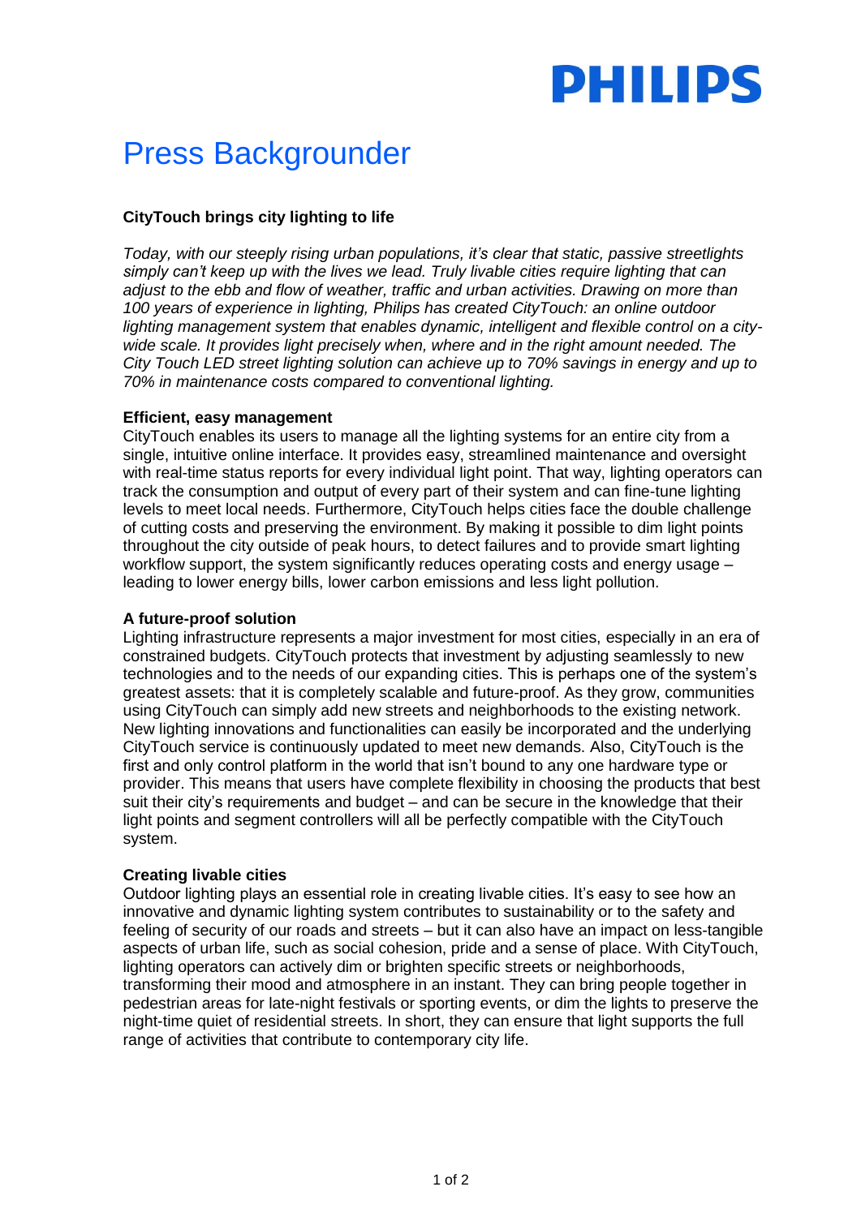PHILIPS

# Press Backgrounder

**CityTouch brings city lighting to life**

*Today, with our steeply rising urban populations, it's clear that static, passive streetlights simply can't keep up with the lives we lead. Truly livable cities require lighting that can adjust to the ebb and flow of weather, traffic and urban activities. Drawing on more than 100 years of experience in lighting, Philips has created CityTouch: an online outdoor lighting management system that enables dynamic, intelligent and flexible control on a city-wide scale. It provides light precisely when, where and in the right amount needed. The City Touch LED street lighting solution can achieve up to 70% savings in energy and up to 70% in maintenance costs compared to conventional lighting.*

**Efficient, easy management**

CityTouch enables its users to manage all the lighting systems for an entire city from a single, intuitive online interface. It provides easy, streamlined maintenance and oversight with real-time status reports for every individual light point. That way, lighting operators can track the consumption and output of every part of their system and can fine-tune lighting levels to meet local needs. Furthermore, CityTouch helps cities face the double challenge of cutting costs and preserving the environment. By making it possible to dim light points throughout the city outside of peak hours, to detect failures and to provide smart lighting workflow support, the system significantly reduces operating costs and energy usage – leading to lower energy bills, lower carbon emissions and less light pollution.

**A future-proof solution**

Lighting infrastructure represents a major investment for most cities, especially in an era of constrained budgets. CityTouch protects that investment by adjusting seamlessly to new technologies and to the needs of our expanding cities. This is perhaps one of the system's greatest assets: that it is completely scalable and future-proof. As they grow, communities using CityTouch can simply add new streets and neighborhoods to the existing network. New lighting innovations and functionalities can easily be incorporated and the underlying CityTouch service is continuously updated to meet new demands. Also, CityTouch is the first and only control platform in the world that isn't bound to any one hardware type or provider. This means that users have complete flexibility in choosing the products that best suit their city's requirements and budget – and can be secure in the knowledge that their light points and segment controllers will all be perfectly compatible with the CityTouch system.

**Creating livable cities**

Outdoor lighting plays an essential role in creating livable cities. It's easy to see how an innovative and dynamic lighting system contributes to sustainability or to the safety and feeling of security of our roads and streets – but it can also have an impact on less-tangible aspects of urban life, such as social cohesion, pride and a sense of place. With CityTouch, lighting operators can actively dim or brighten specific streets or neighborhoods, transforming their mood and atmosphere in an instant. They can bring people together in pedestrian areas for late-night festivals or sporting events, or dim the lights to preserve the night-time quiet of residential streets. In short, they can ensure that light supports the full range of activities that contribute to contemporary city life.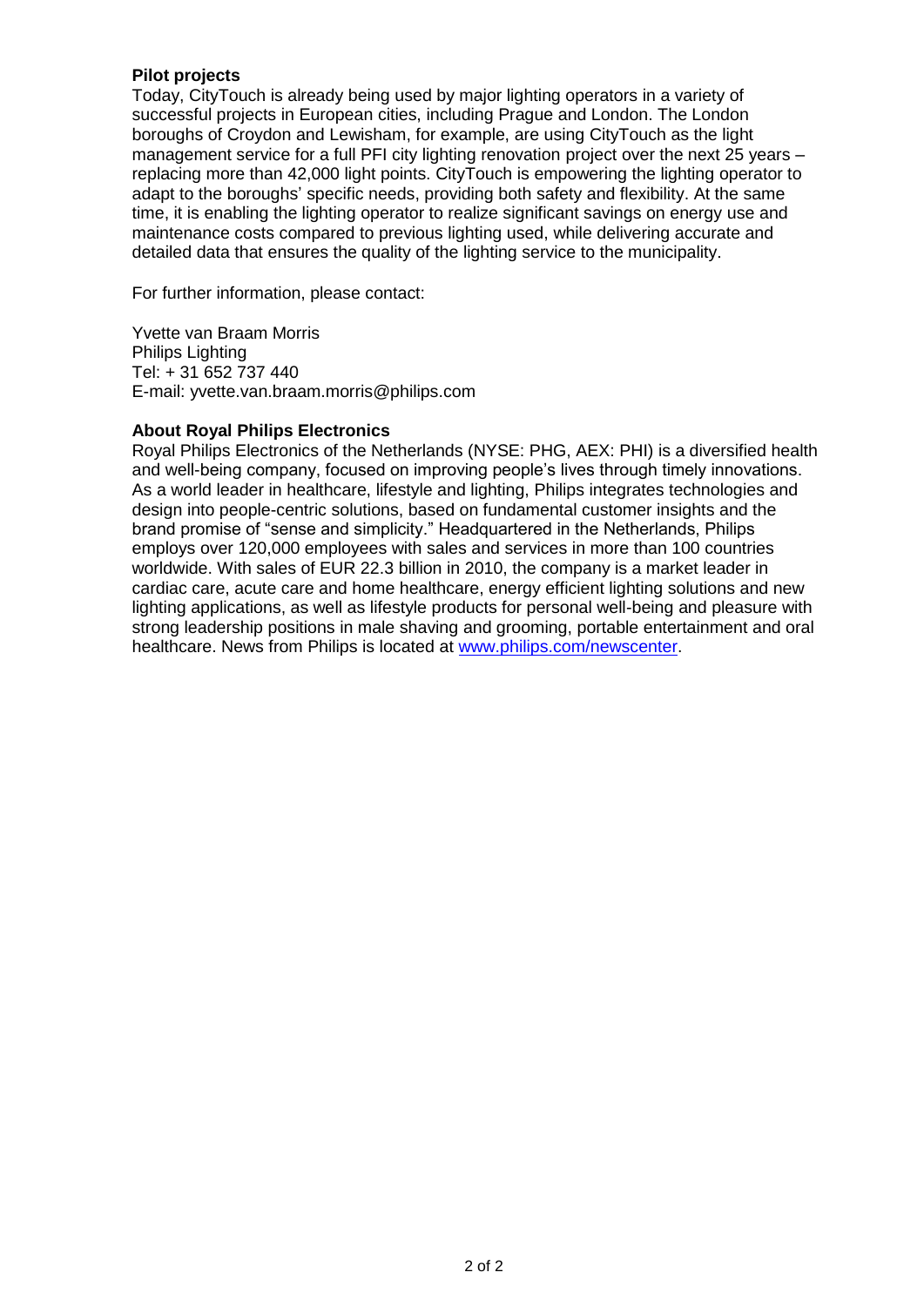**Pilot projects**

Today, CityTouch is already being used by major lighting operators in a variety of successful projects in European cities, including Prague and London. The London boroughs of Croydon and Lewisham, for example, are using CityTouch as the light management service for a full PFI city lighting renovation project over the next 25 years – replacing more than 42,000 light points. CityTouch is empowering the lighting operator to adapt to the boroughs' specific needs, providing both safety and flexibility. At the same time, it is enabling the lighting operator to realize significant savings on energy use and maintenance costs compared to previous lighting used, while delivering accurate and detailed data that ensures the quality of the lighting service to the municipality.

For further information, please contact:

Yvette van Braam Morris
Philips Lighting
Tel: + 31 652 737 440
E-mail: yvette.van.braam.morris@philips.com

**About Royal Philips Electronics**

Royal Philips Electronics of the Netherlands (NYSE: PHG, AEX: PHI) is a diversified health and well-being company, focused on improving people's lives through timely innovations. As a world leader in healthcare, lifestyle and lighting, Philips integrates technologies and design into people-centric solutions, based on fundamental customer insights and the brand promise of "sense and simplicity." Headquartered in the Netherlands, Philips employs over 120,000 employees with sales and services in more than 100 countries worldwide. With sales of EUR 22.3 billion in 2010, the company is a market leader in cardiac care, acute care and home healthcare, energy efficient lighting solutions and new lighting applications, as well as lifestyle products for personal well-being and pleasure with strong leadership positions in male shaving and grooming, portable entertainment and oral healthcare. News from Philips is located at www.philips.com/newscenter.